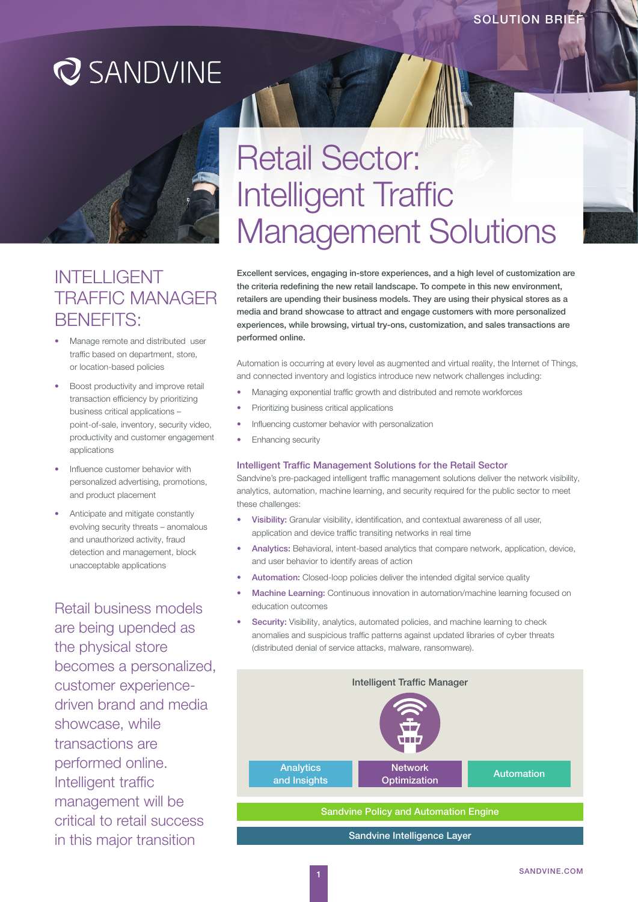SOLUTION BRIEF

SANDVINE

# Retail Sector: Intelligent Traffic Management Solutions

## INTELLIGENT TRAFFIC MANAGER BENEFITS:

- Manage remote and distributed user traffic based on department, store, or location-based policies
- Boost productivity and improve retail transaction efficiency by prioritizing business critical applications – point-of-sale, inventory, security video, productivity and customer engagement applications
- Influence customer behavior with personalized advertising, promotions, and product placement
- Anticipate and mitigate constantly evolving security threats – anomalous and unauthorized activity, fraud detection and management, block unacceptable applications

Retail business models are being upended as the physical store becomes a personalized, customer experience-driven brand and media showcase, while transactions are performed online. Intelligent traffic management will be critical to retail success in this major transition

**Excellent services, engaging in-store experiences, and a high level of customization are the criteria redefining the new retail landscape. To compete in this new environment, retailers are upending their business models. They are using their physical stores as a media and brand showcase to attract and engage customers with more personalized experiences, while browsing, virtual try-ons, customization, and sales transactions are performed online.**

Automation is occurring at every level as augmented and virtual reality, the Internet of Things, and connected inventory and logistics introduce new network challenges including:

- Managing exponential traffic growth and distributed and remote workforces
- Prioritizing business critical applications
- Influencing customer behavior with personalization
- Enhancing security

### Intelligent Traffic Management Solutions for the Retail Sector

Sandvine's pre-packaged intelligent traffic management solutions deliver the network visibility, analytics, automation, machine learning, and security required for the public sector to meet these challenges:

- **Visibility:** Granular visibility, identification, and contextual awareness of all user, application and device traffic transiting networks in real time
- **Analytics:** Behavioral, intent-based analytics that compare network, application, device, and user behavior to identify areas of action
- **Automation:** Closed-loop policies deliver the intended digital service quality
- **Machine Learning:** Continuous innovation in automation/machine learning focused on education outcomes
- **Security:** Visibility, analytics, automated policies, and machine learning to check anomalies and suspicious traffic patterns against updated libraries of cyber threats (distributed denial of service attacks, malware, ransomware).

Intelligent Traffic Manager

| Analytics and Insights | Network Optimization | Automation |
|---|---|---|
| Sandvine Policy and Automation Engine | | |
| Sandvine Intelligence Layer | | |

SANDVINE.COM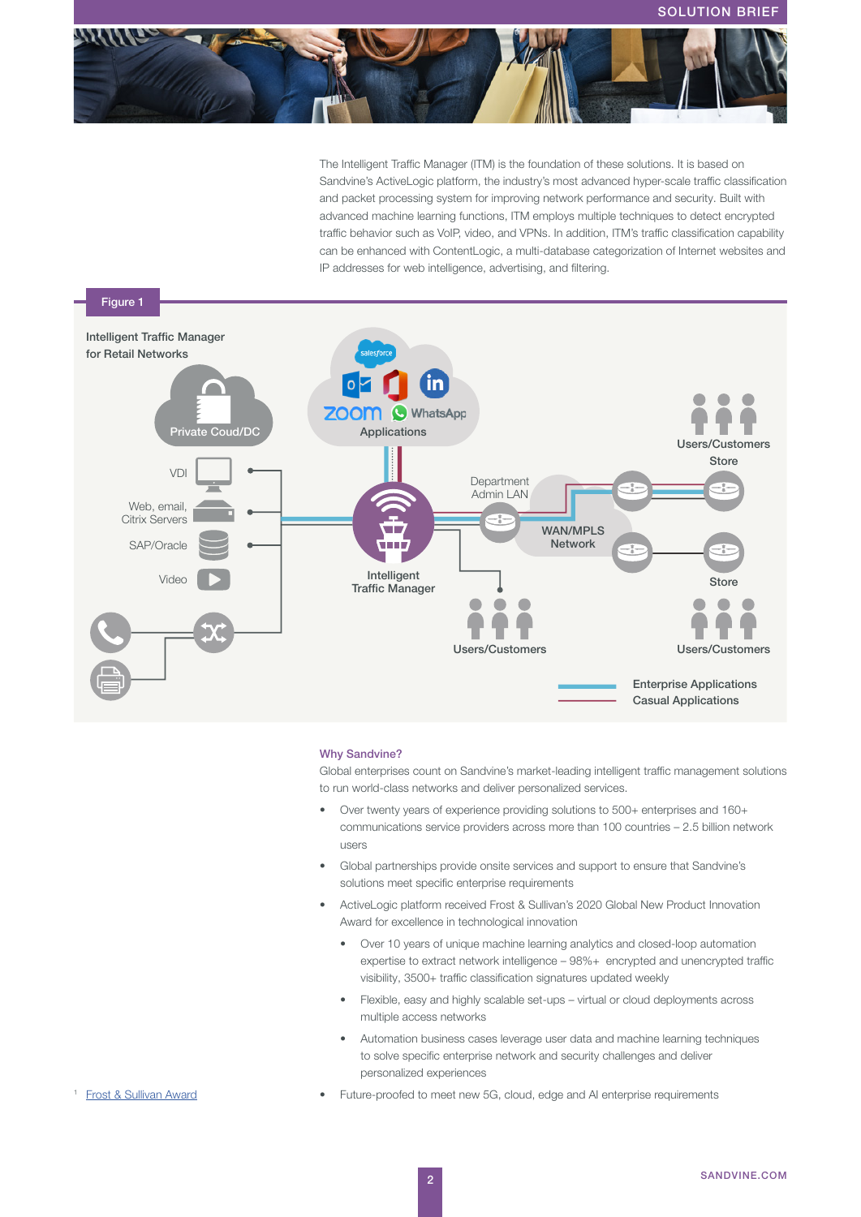The Intelligent Traffic Manager (ITM) is the foundation of these solutions. It is based on Sandvine's ActiveLogic platform, the industry's most advanced hyper-scale traffic classification and packet processing system for improving network performance and security. Built with advanced machine learning functions, ITM employs multiple techniques to detect encrypted traffic behavior such as VoIP, video, and VPNs. In addition, ITM's traffic classification capability can be enhanced with ContentLogic, a multi-database categorization of Internet websites and IP addresses for web intelligence, advertising, and filtering.

**Figure 1**

Intelligent Traffic Manager for Retail Networks

Private Coud/DC

Applications

VDI

Web, email, Citrix Servers

SAP/Oracle

Video

Intelligent Traffic Manager

Department Admin LAN

WAN/MPLS Network

Users/Customers

Store

Users/Customers

Store

Users/Customers

Enterprise Applications

Casual Applications

### Why Sandvine?

Global enterprises count on Sandvine's market-leading intelligent traffic management solutions to run world-class networks and deliver personalized services.

- Over twenty years of experience providing solutions to 500+ enterprises and 160+ communications service providers across more than 100 countries – 2.5 billion network users
- Global partnerships provide onsite services and support to ensure that Sandvine's solutions meet specific enterprise requirements
- ActiveLogic platform received Frost & Sullivan's 2020 Global New Product Innovation Award for excellence in technological innovation
  - Over 10 years of unique machine learning analytics and closed-loop automation expertise to extract network intelligence – 98%+ encrypted and unencrypted traffic visibility, 3500+ traffic classification signatures updated weekly
  - Flexible, easy and highly scalable set-ups – virtual or cloud deployments across multiple access networks
  - Automation business cases leverage user data and machine learning techniques to solve specific enterprise network and security challenges and deliver personalized experiences
- Future-proofed to meet new 5G, cloud, edge and AI enterprise requirements

[1] Frost & Sullivan Award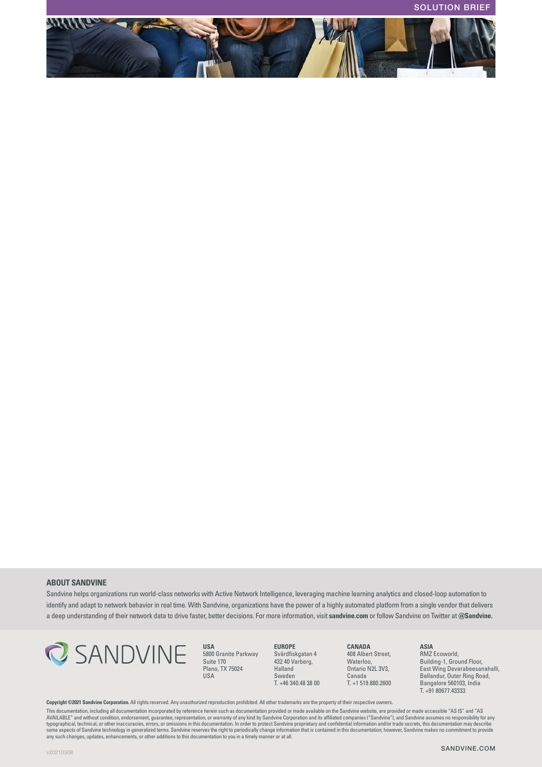## ABOUT SANDVINE

Sandvine helps organizations run world-class networks with Active Network Intelligence, leveraging machine learning analytics and closed-loop automation to identify and adapt to network behavior in real time. With Sandvine, organizations have the power of a highly automated platform from a single vendor that delivers a deep understanding of their network data to drive faster, better decisions. For more information, visit **sandvine.com** or follow Sandvine on Twitter at **@Sandvine.**

SANDVINE

**USA**
5800 Granite Parkway
Suite 170
Plano, TX 75024
USA

**EUROPE**
Svärdfiskgatan 4
432 40 Varberg,
Halland
Sweden
T. +46 340.48 38 00

**CANADA**
408 Albert Street,
Waterloo,
Ontario N2L 3V3,
Canada
T. +1 519.880.2600

**ASIA**
RMZ Ecoworld,
Building-1, Ground Floor,
East Wing Devarabeesanahalli,
Bellandur, Outer Ring Road,
Bangalore 560103, India
T. +91 80677.43333

**Copyright ©2021 Sandvine Corporation.** All rights reserved. Any unauthorized reproduction prohibited. All other trademarks are the property of their respective owners.

This documentation, including all documentation incorporated by reference herein such as documentation provided or made available on the Sandvine website, are provided or made accessible "AS IS" and "AS AVAILABLE" and without condition, endorsement, guarantee, representation, or warranty of any kind by Sandvine Corporation and its affiliated companies ("Sandvine"), and Sandvine assumes no responsibility for any typographical, technical, or other inaccuracies, errors, or omissions in this documentation. In order to protect Sandvine proprietary and confidential information and/or trade secrets, this documentation may describe some aspects of Sandvine technology in generalized terms. Sandvine reserves the right to periodically change information that is contained in this documentation; however, Sandvine makes no commitment to provide any such changes, updates, enhancements, or other additions to this documentation to you in a timely manner or at all.

v20210308